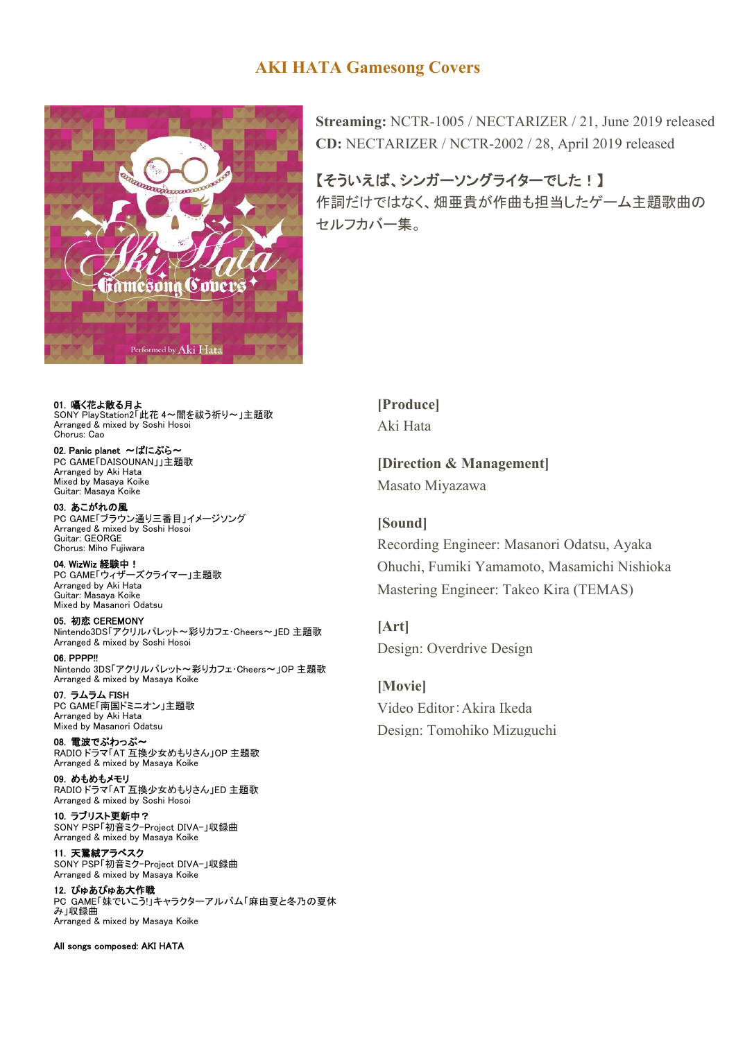# AKI HATA Gamesong Covers

**Streaming:** NCTR-1005 / NECTARIZER / 21, June 2019 released
**CD:** NECTARIZER / NCTR-2002 / 28, April 2019 released

【そういえば、シンガーソングライターでした！】
作詞だけではなく、畑亜貴が作曲も担当したゲーム主題歌曲のセルフカバー集。

**01. 嘆く花よ散る月よ**
SONY PlayStation2「此花 4～闇を祓う祈り～」主題歌
Arranged & mixed by Soshi Hosoi
Chorus: Cao

**02. Panic planet ～ぱにぷら～**
PC GAME「DAISOUNAN」」主題歌
Arranged by Aki Hata
Mixed by Masaya Koike
Guitar: Masaya Koike

**03. あこがれの風**
PC GAME「ブラウン通り三番目」イメージソング
Arranged & mixed by Soshi Hosoi
Guitar: GEORGE
Chorus: Miho Fujiwara

**04. WizWiz 経験中！**
PC GAME「ウィザーズクライマー」主題歌
Arranged by Aki Hata
Guitar: Masaya Koike
Mixed by Masanori Odatsu

**05. 初恋 CEREMONY**
Nintendo3DS「アクリルパレット～彩りカフェ･Cheers～」ED 主題歌
Arranged & mixed by Soshi Hosoi

**06. PPPP!!**
Nintendo 3DS「アクリルパレット～彩りカフェ･Cheers～」OP 主題歌
Arranged & mixed by Masaya Koike

**07. ラムラム FISH**
PC GAME「南国ドミニオン」主題歌
Arranged by Aki Hata
Mixed by Masanori Odatsu

**08. 電波でぷわっぷ～**
RADIO ドラマ「AT 互換少女めもりさん」OP 主題歌
Arranged & mixed by Masaya Koike

**09. めもめもメモリ**
RADIO ドラマ「AT 互換少女めもりさん」ED 主題歌
Arranged & mixed by Soshi Hosoi

**10. ラブリスト更新中？**
SONY PSP「初音ミク-Project DIVA-」収録曲
Arranged & mixed by Masaya Koike

**11. 天鵞絨アラベスク**
SONY PSP「初音ミク-Project DIVA-」収録曲
Arranged & mixed by Masaya Koike

**12. ぴゅあぴゅあ大作戦**
PC GAME「妹でいこう!」キャラクターアルバム「麻由夏と冬乃の夏休み」収録曲
Arranged & mixed by Masaya Koike

**All songs composed: AKI HATA**

**[Produce]**
Aki Hata

**[Direction & Management]**
Masato Miyazawa

**[Sound]**
Recording Engineer: Masanori Odatsu, Ayaka Ohuchi, Fumiki Yamamoto, Masamichi Nishioka
Mastering Engineer: Takeo Kira (TEMAS)

**[Art]**
Design: Overdrive Design

**[Movie]**
Video Editor：Akira Ikeda
Design: Tomohiko Mizuguchi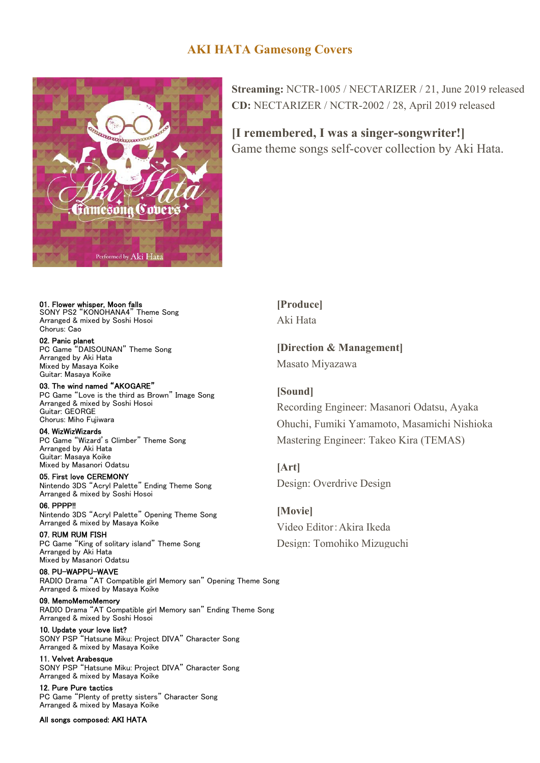# AKI HATA Gamesong Covers

**Streaming:** NCTR-1005 / NECTARIZER / 21, June 2019 released
**CD:** NECTARIZER / NCTR-2002 / 28, April 2019 released

## [I remembered, I was a singer-songwriter!]

Game theme songs self-cover collection by Aki Hata.

**01. Flower whisper, Moon falls**
SONY PS2 "KONOHANA4" Theme Song
Arranged & mixed by Soshi Hosoi
Chorus: Cao

**02. Panic planet**
PC Game "DAISOUNAN" Theme Song
Arranged by Aki Hata
Mixed by Masaya Koike
Guitar: Masaya Koike

**03. The wind named "AKOGARE"**
PC Game "Love is the third as Brown" Image Song
Arranged & mixed by Soshi Hosoi
Guitar: GEORGE
Chorus: Miho Fujiwara

**04. WizWizWizards**
PC Game "Wizard's Climber" Theme Song
Arranged by Aki Hata
Guitar: Masaya Koike
Mixed by Masanori Odatsu

**05. First love CEREMONY**
Nintendo 3DS "Acryl Palette" Ending Theme Song
Arranged & mixed by Soshi Hosoi

**06. PPPP!!**
Nintendo 3DS "Acryl Palette" Opening Theme Song
Arranged & mixed by Masaya Koike

**07. RUM RUM FISH**
PC Game "King of solitary island" Theme Song
Arranged by Aki Hata
Mixed by Masanori Odatsu

**08. PU-WAPPU-WAVE**
RADIO Drama "AT Compatible girl Memory san" Opening Theme Song
Arranged & mixed by Masaya Koike

**09. MemoMemoMemory**
RADIO Drama "AT Compatible girl Memory san" Ending Theme Song
Arranged & mixed by Soshi Hosoi

**10. Update your love list?**
SONY PSP "Hatsune Miku: Project DIVA" Character Song
Arranged & mixed by Masaya Koike

**11. Velvet Arabesque**
SONY PSP "Hatsune Miku: Project DIVA" Character Song
Arranged & mixed by Masaya Koike

**12. Pure Pure tactics**
PC Game "Plenty of pretty sisters" Character Song
Arranged & mixed by Masaya Koike

**All songs composed: AKI HATA**

### [Produce]
Aki Hata

### [Direction & Management]
Masato Miyazawa

### [Sound]
Recording Engineer: Masanori Odatsu, Ayaka Ohuchi, Fumiki Yamamoto, Masamichi Nishioka
Mastering Engineer: Takeo Kira (TEMAS)

### [Art]
Design: Overdrive Design

### [Movie]
Video Editor：Akira Ikeda
Design: Tomohiko Mizuguchi